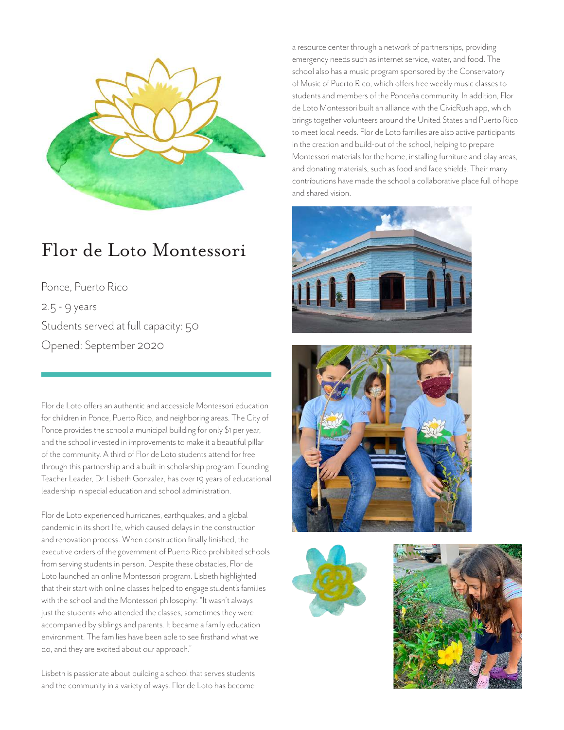# Flor de Loto Montessori

Ponce, Puerto Rico

2.5 - 9 years

Students served at full capacity: 50

Opened: September 2020

Flor de Loto offers an authentic and accessible Montessori education for children in Ponce, Puerto Rico, and neighboring areas. The City of Ponce provides the school a municipal building for only $1 per year, and the school invested in improvements to make it a beautiful pillar of the community. A third of Flor de Loto students attend for free through this partnership and a built-in scholarship program. Founding Teacher Leader, Dr. Lisbeth Gonzalez, has over 19 years of educational leadership in special education and school administration.

Flor de Loto experienced hurricanes, earthquakes, and a global pandemic in its short life, which caused delays in the construction and renovation process. When construction finally finished, the executive orders of the government of Puerto Rico prohibited schools from serving students in person. Despite these obstacles, Flor de Loto launched an online Montessori program. Lisbeth highlighted that their start with online classes helped to engage student's families with the school and the Montessori philosophy: "It wasn't always just the students who attended the classes; sometimes they were accompanied by siblings and parents. It became a family education environment. The families have been able to see firsthand what we do, and they are excited about our approach."

Lisbeth is passionate about building a school that serves students and the community in a variety of ways. Flor de Loto has become a resource center through a network of partnerships, providing emergency needs such as internet service, water, and food. The school also has a music program sponsored by the Conservatory of Music of Puerto Rico, which offers free weekly music classes to students and members of the Ponceña community. In addition, Flor de Loto Montessori built an alliance with the CivicRush app, which brings together volunteers around the United States and Puerto Rico to meet local needs. Flor de Loto families are also active participants in the creation and build-out of the school, helping to prepare Montessori materials for the home, installing furniture and play areas, and donating materials, such as food and face shields. Their many contributions have made the school a collaborative place full of hope and shared vision.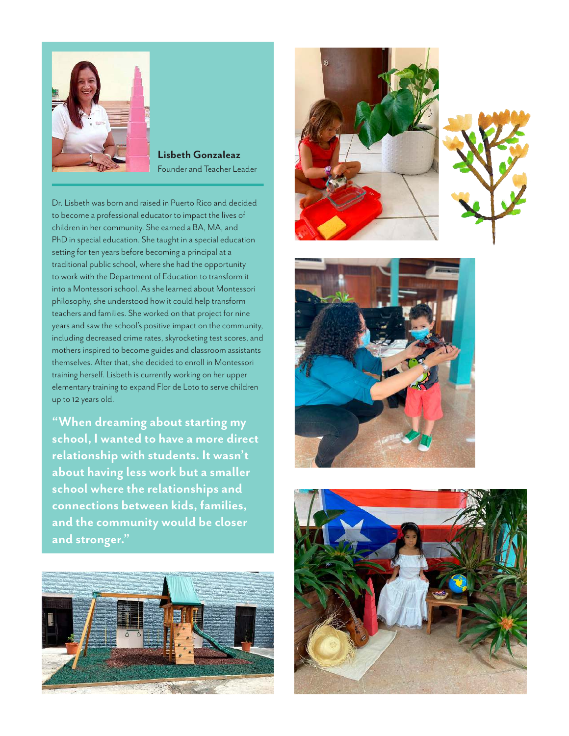**Lisbeth Gonzaleaz**
Founder and Teacher Leader

Dr. Lisbeth was born and raised in Puerto Rico and decided to become a professional educator to impact the lives of children in her community. She earned a BA, MA, and PhD in special education. She taught in a special education setting for ten years before becoming a principal at a traditional public school, where she had the opportunity to work with the Department of Education to transform it into a Montessori school. As she learned about Montessori philosophy, she understood how it could help transform teachers and families. She worked on that project for nine years and saw the school's positive impact on the community, including decreased crime rates, skyrocketing test scores, and mothers inspired to become guides and classroom assistants themselves. After that, she decided to enroll in Montessori training herself. Lisbeth is currently working on her upper elementary training to expand Flor de Loto to serve children up to 12 years old.

**"When dreaming about starting my school, I wanted to have a more direct relationship with students. It wasn't about having less work but a smaller school where the relationships and connections between kids, families, and the community would be closer and stronger."**